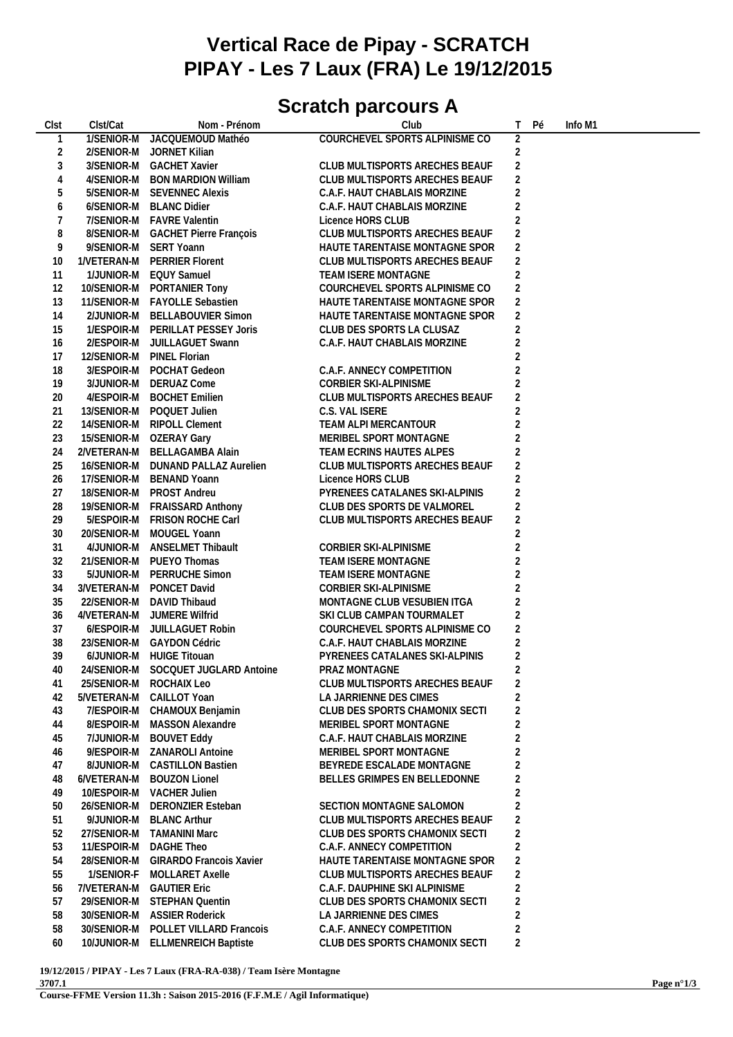# Vertical Race de Pipay - SCRATCH
# PIPAY - Les 7 Laux (FRA) Le 19/12/2015

## Scratch parcours A

| Clst | Clst/Cat | Nom - Prénom | Club | T | Pé | Info M1 |
|---|---|---|---|---|---|---|
| 1 | 1/SENIOR-M | JACQUEMOUD Mathéo | COURCHEVEL SPORTS ALPINISME CO | 2 | | |
| 2 | 2/SENIOR-M | JORNET Kilian | | 2 | | |
| 3 | 3/SENIOR-M | GACHET Xavier | CLUB MULTISPORTS ARECHES BEAUF | 2 | | |
| 4 | 4/SENIOR-M | BON MARDION William | CLUB MULTISPORTS ARECHES BEAUF | 2 | | |
| 5 | 5/SENIOR-M | SEVENNEC Alexis | C.A.F. HAUT CHABLAIS MORZINE | 2 | | |
| 6 | 6/SENIOR-M | BLANC Didier | C.A.F. HAUT CHABLAIS MORZINE | 2 | | |
| 7 | 7/SENIOR-M | FAVRE Valentin | Licence HORS CLUB | 2 | | |
| 8 | 8/SENIOR-M | GACHET Pierre François | CLUB MULTISPORTS ARECHES BEAUF | 2 | | |
| 9 | 9/SENIOR-M | SERT Yoann | HAUTE TARENTAISE MONTAGNE SPOR | 2 | | |
| 10 | 1/VETERAN-M | PERRIER Florent | CLUB MULTISPORTS ARECHES BEAUF | 2 | | |
| 11 | 1/JUNIOR-M | EQUY Samuel | TEAM ISERE MONTAGNE | 2 | | |
| 12 | 10/SENIOR-M | PORTANIER Tony | COURCHEVEL SPORTS ALPINISME CO | 2 | | |
| 13 | 11/SENIOR-M | FAYOLLE Sebastien | HAUTE TARENTAISE MONTAGNE SPOR | 2 | | |
| 14 | 2/JUNIOR-M | BELLABOUVIER Simon | HAUTE TARENTAISE MONTAGNE SPOR | 2 | | |
| 15 | 1/ESPOIR-M | PERILLAT PESSEY Joris | CLUB DES SPORTS LA CLUSAZ | 2 | | |
| 16 | 2/ESPOIR-M | JUILLAGUET Swann | C.A.F. HAUT CHABLAIS MORZINE | 2 | | |
| 17 | 12/SENIOR-M | PINEL Florian | | 2 | | |
| 18 | 3/ESPOIR-M | POCHAT Gedeon | C.A.F. ANNECY COMPETITION | 2 | | |
| 19 | 3/JUNIOR-M | DERUAZ Come | CORBIER SKI-ALPINISME | 2 | | |
| 20 | 4/ESPOIR-M | BOCHET Emilien | CLUB MULTISPORTS ARECHES BEAUF | 2 | | |
| 21 | 13/SENIOR-M | POQUET Julien | C.S. VAL ISERE | 2 | | |
| 22 | 14/SENIOR-M | RIPOLL Clement | TEAM ALPI MERCANTOUR | 2 | | |
| 23 | 15/SENIOR-M | OZERAY Gary | MERIBEL SPORT MONTAGNE | 2 | | |
| 24 | 2/VETERAN-M | BELLAGAMBA Alain | TEAM ECRINS HAUTES ALPES | 2 | | |
| 25 | 16/SENIOR-M | DUNAND PALLAZ Aurelien | CLUB MULTISPORTS ARECHES BEAUF | 2 | | |
| 26 | 17/SENIOR-M | BENAND Yoann | Licence HORS CLUB | 2 | | |
| 27 | 18/SENIOR-M | PROST Andreu | PYRENEES CATALANES SKI-ALPINIS | 2 | | |
| 28 | 19/SENIOR-M | FRAISSARD Anthony | CLUB DES SPORTS DE VALMOREL | 2 | | |
| 29 | 5/ESPOIR-M | FRISON ROCHE Carl | CLUB MULTISPORTS ARECHES BEAUF | 2 | | |
| 30 | 20/SENIOR-M | MOUGEL Yoann | | 2 | | |
| 31 | 4/JUNIOR-M | ANSELMET Thibault | CORBIER SKI-ALPINISME | 2 | | |
| 32 | 21/SENIOR-M | PUEYO Thomas | TEAM ISERE MONTAGNE | 2 | | |
| 33 | 5/JUNIOR-M | PERRUCHE Simon | TEAM ISERE MONTAGNE | 2 | | |
| 34 | 3/VETERAN-M | PONCET David | CORBIER SKI-ALPINISME | 2 | | |
| 35 | 22/SENIOR-M | DAVID Thibaud | MONTAGNE CLUB VESUBIEN ITGA | 2 | | |
| 36 | 4/VETERAN-M | JUMERE Wilfrid | SKI CLUB CAMPAN TOURMALET | 2 | | |
| 37 | 6/ESPOIR-M | JUILLAGUET Robin | COURCHEVEL SPORTS ALPINISME CO | 2 | | |
| 38 | 23/SENIOR-M | GAYDON Cédric | C.A.F. HAUT CHABLAIS MORZINE | 2 | | |
| 39 | 6/JUNIOR-M | HUIGE Titouan | PYRENEES CATALANES SKI-ALPINIS | 2 | | |
| 40 | 24/SENIOR-M | SOCQUET JUGLARD Antoine | PRAZ MONTAGNE | 2 | | |
| 41 | 25/SENIOR-M | ROCHAIX Leo | CLUB MULTISPORTS ARECHES BEAUF | 2 | | |
| 42 | 5/VETERAN-M | CAILLOT Yoan | LA JARRIENNE DES CIMES | 2 | | |
| 43 | 7/ESPOIR-M | CHAMOUX Benjamin | CLUB DES SPORTS CHAMONIX SECTI | 2 | | |
| 44 | 8/ESPOIR-M | MASSON Alexandre | MERIBEL SPORT MONTAGNE | 2 | | |
| 45 | 7/JUNIOR-M | BOUVET Eddy | C.A.F. HAUT CHABLAIS MORZINE | 2 | | |
| 46 | 9/ESPOIR-M | ZANAROLI Antoine | MERIBEL SPORT MONTAGNE | 2 | | |
| 47 | 8/JUNIOR-M | CASTILLON Bastien | BEYREDE ESCALADE MONTAGNE | 2 | | |
| 48 | 6/VETERAN-M | BOUZON Lionel | BELLES GRIMPES EN BELLEDONNE | 2 | | |
| 49 | 10/ESPOIR-M | VACHER Julien | | 2 | | |
| 50 | 26/SENIOR-M | DERONZIER Esteban | SECTION MONTAGNE SALOMON | 2 | | |
| 51 | 9/JUNIOR-M | BLANC Arthur | CLUB MULTISPORTS ARECHES BEAUF | 2 | | |
| 52 | 27/SENIOR-M | TAMANINI Marc | CLUB DES SPORTS CHAMONIX SECTI | 2 | | |
| 53 | 11/ESPOIR-M | DAGHE Theo | C.A.F. ANNECY COMPETITION | 2 | | |
| 54 | 28/SENIOR-M | GIRARDO Francois Xavier | HAUTE TARENTAISE MONTAGNE SPOR | 2 | | |
| 55 | 1/SENIOR-F | MOLLARET Axelle | CLUB MULTISPORTS ARECHES BEAUF | 2 | | |
| 56 | 7/VETERAN-M | GAUTIER Eric | C.A.F. DAUPHINE SKI ALPINISME | 2 | | |
| 57 | 29/SENIOR-M | STEPHAN Quentin | CLUB DES SPORTS CHAMONIX SECTI | 2 | | |
| 58 | 30/SENIOR-M | ASSIER Roderick | LA JARRIENNE DES CIMES | 2 | | |
| 58 | 30/SENIOR-M | POLLET VILLARD Francois | C.A.F. ANNECY COMPETITION | 2 | | |
| 60 | 10/JUNIOR-M | ELLMENREICH Baptiste | CLUB DES SPORTS CHAMONIX SECTI | 2 | | |

**19/12/2015 / PIPAY - Les 7 Laux (FRA-RA-038) / Team Isère Montagne**

**3707.1**

**Course-FFME Version 11.3h : Saison 2015-2016 (F.F.M.E / Agil Informatique)**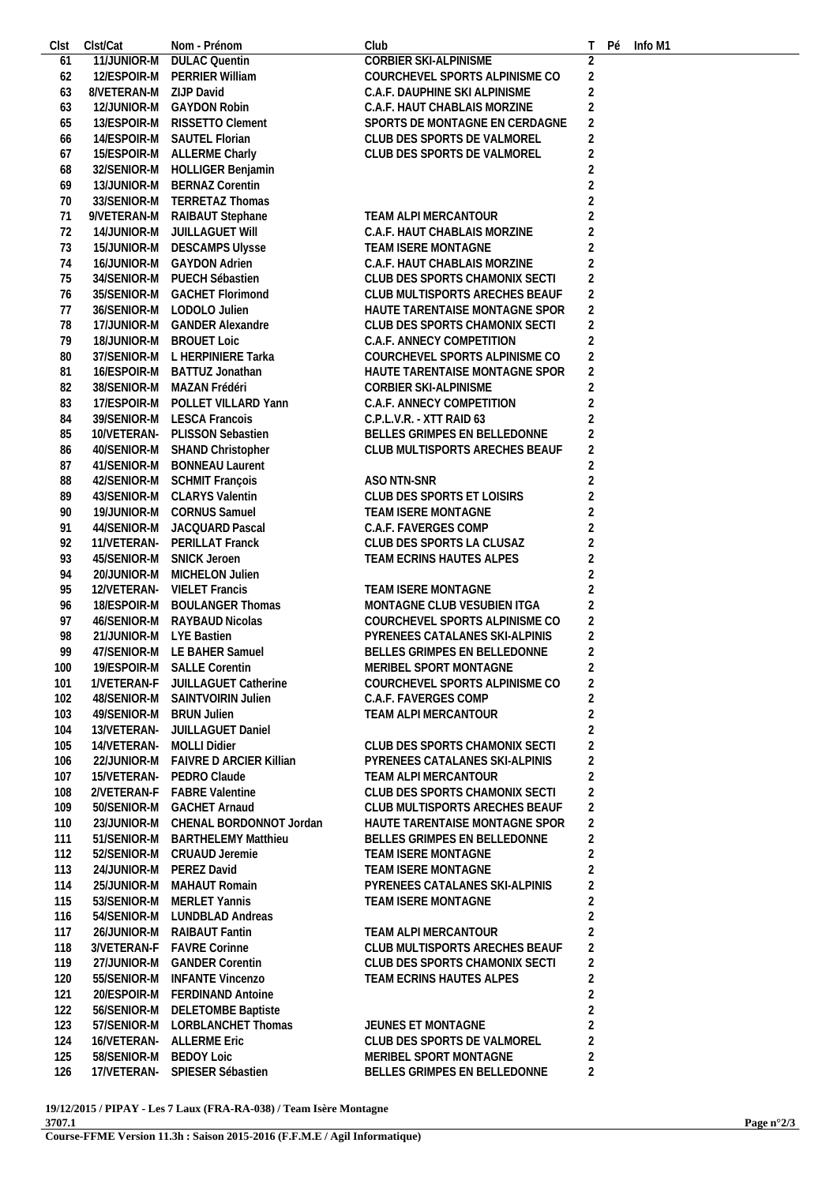| Clst | Clst/Cat | Nom - Prénom | Club | T | Pé | Info M1 |
|---|---|---|---|---|---|---|
| 61 | 11/JUNIOR-M | DULAC Quentin | CORBIER SKI-ALPINISME | 2 | | |
| 62 | 12/ESPOIR-M | PERRIER William | COURCHEVEL SPORTS ALPINISME CO | 2 | | |
| 63 | 8/VETERAN-M | ZIJP David | C.A.F. DAUPHINE SKI ALPINISME | 2 | | |
| 63 | 12/JUNIOR-M | GAYDON Robin | C.A.F. HAUT CHABLAIS MORZINE | 2 | | |
| 65 | 13/ESPOIR-M | RISSETTO Clement | SPORTS DE MONTAGNE EN CERDAGNE | 2 | | |
| 66 | 14/ESPOIR-M | SAUTEL Florian | CLUB DES SPORTS DE VALMOREL | 2 | | |
| 67 | 15/ESPOIR-M | ALLERME Charly | CLUB DES SPORTS DE VALMOREL | 2 | | |
| 68 | 32/SENIOR-M | HOLLIGER Benjamin | | 2 | | |
| 69 | 13/JUNIOR-M | BERNAZ Corentin | | 2 | | |
| 70 | 33/SENIOR-M | TERRETAZ Thomas | | 2 | | |
| 71 | 9/VETERAN-M | RAIBAUT Stephane | TEAM ALPI MERCANTOUR | 2 | | |
| 72 | 14/JUNIOR-M | JUILLAGUET Will | C.A.F. HAUT CHABLAIS MORZINE | 2 | | |
| 73 | 15/JUNIOR-M | DESCAMPS Ulysse | TEAM ISERE MONTAGNE | 2 | | |
| 74 | 16/JUNIOR-M | GAYDON Adrien | C.A.F. HAUT CHABLAIS MORZINE | 2 | | |
| 75 | 34/SENIOR-M | PUECH Sébastien | CLUB DES SPORTS CHAMONIX SECTI | 2 | | |
| 76 | 35/SENIOR-M | GACHET Florimond | CLUB MULTISPORTS ARECHES BEAUF | 2 | | |
| 77 | 36/SENIOR-M | LODOLO Julien | HAUTE TARENTAISE MONTAGNE SPOR | 2 | | |
| 78 | 17/JUNIOR-M | GANDER Alexandre | CLUB DES SPORTS CHAMONIX SECTI | 2 | | |
| 79 | 18/JUNIOR-M | BROUET Loic | C.A.F. ANNECY COMPETITION | 2 | | |
| 80 | 37/SENIOR-M | L HERPINIERE Tarka | COURCHEVEL SPORTS ALPINISME CO | 2 | | |
| 81 | 16/ESPOIR-M | BATTUZ Jonathan | HAUTE TARENTAISE MONTAGNE SPOR | 2 | | |
| 82 | 38/SENIOR-M | MAZAN Frédéri | CORBIER SKI-ALPINISME | 2 | | |
| 83 | 17/ESPOIR-M | POLLET VILLARD Yann | C.A.F. ANNECY COMPETITION | 2 | | |
| 84 | 39/SENIOR-M | LESCA Francois | C.P.L.V.R. - XTT RAID 63 | 2 | | |
| 85 | 10/VETERAN- | PLISSON Sebastien | BELLES GRIMPES EN BELLEDONNE | 2 | | |
| 86 | 40/SENIOR-M | SHAND Christopher | CLUB MULTISPORTS ARECHES BEAUF | 2 | | |
| 87 | 41/SENIOR-M | BONNEAU Laurent | | 2 | | |
| 88 | 42/SENIOR-M | SCHMIT François | ASO NTN-SNR | 2 | | |
| 89 | 43/SENIOR-M | CLARYS Valentin | CLUB DES SPORTS ET LOISIRS | 2 | | |
| 90 | 19/JUNIOR-M | CORNUS Samuel | TEAM ISERE MONTAGNE | 2 | | |
| 91 | 44/SENIOR-M | JACQUARD Pascal | C.A.F. FAVERGES COMP | 2 | | |
| 92 | 11/VETERAN- | PERILLAT Franck | CLUB DES SPORTS LA CLUSAZ | 2 | | |
| 93 | 45/SENIOR-M | SNICK Jeroen | TEAM ECRINS HAUTES ALPES | 2 | | |
| 94 | 20/JUNIOR-M | MICHELON Julien | | 2 | | |
| 95 | 12/VETERAN- | VIELET Francis | TEAM ISERE MONTAGNE | 2 | | |
| 96 | 18/ESPOIR-M | BOULANGER Thomas | MONTAGNE CLUB VESUBIEN ITGA | 2 | | |
| 97 | 46/SENIOR-M | RAYBAUD Nicolas | COURCHEVEL SPORTS ALPINISME CO | 2 | | |
| 98 | 21/JUNIOR-M | LYE Bastien | PYRENEES CATALANES SKI-ALPINIS | 2 | | |
| 99 | 47/SENIOR-M | LE BAHER Samuel | BELLES GRIMPES EN BELLEDONNE | 2 | | |
| 100 | 19/ESPOIR-M | SALLE Corentin | MERIBEL SPORT MONTAGNE | 2 | | |
| 101 | 1/VETERAN-F | JUILLAGUET Catherine | COURCHEVEL SPORTS ALPINISME CO | 2 | | |
| 102 | 48/SENIOR-M | SAINTVOIRIN Julien | C.A.F. FAVERGES COMP | 2 | | |
| 103 | 49/SENIOR-M | BRUN Julien | TEAM ALPI MERCANTOUR | 2 | | |
| 104 | 13/VETERAN- | JUILLAGUET Daniel | | 2 | | |
| 105 | 14/VETERAN- | MOLLI Didier | CLUB DES SPORTS CHAMONIX SECTI | 2 | | |
| 106 | 22/JUNIOR-M | FAIVRE D ARCIER Killian | PYRENEES CATALANES SKI-ALPINIS | 2 | | |
| 107 | 15/VETERAN- | PEDRO Claude | TEAM ALPI MERCANTOUR | 2 | | |
| 108 | 2/VETERAN-F | FABRE Valentine | CLUB DES SPORTS CHAMONIX SECTI | 2 | | |
| 109 | 50/SENIOR-M | GACHET Arnaud | CLUB MULTISPORTS ARECHES BEAUF | 2 | | |
| 110 | 23/JUNIOR-M | CHENAL BORDONNOT Jordan | HAUTE TARENTAISE MONTAGNE SPOR | 2 | | |
| 111 | 51/SENIOR-M | BARTHELEMY Matthieu | BELLES GRIMPES EN BELLEDONNE | 2 | | |
| 112 | 52/SENIOR-M | CRUAUD Jeremie | TEAM ISERE MONTAGNE | 2 | | |
| 113 | 24/JUNIOR-M | PEREZ David | TEAM ISERE MONTAGNE | 2 | | |
| 114 | 25/JUNIOR-M | MAHAUT Romain | PYRENEES CATALANES SKI-ALPINIS | 2 | | |
| 115 | 53/SENIOR-M | MERLET Yannis | TEAM ISERE MONTAGNE | 2 | | |
| 116 | 54/SENIOR-M | LUNDBLAD Andreas | | 2 | | |
| 117 | 26/JUNIOR-M | RAIBAUT Fantin | TEAM ALPI MERCANTOUR | 2 | | |
| 118 | 3/VETERAN-F | FAVRE Corinne | CLUB MULTISPORTS ARECHES BEAUF | 2 | | |
| 119 | 27/JUNIOR-M | GANDER Corentin | CLUB DES SPORTS CHAMONIX SECTI | 2 | | |
| 120 | 55/SENIOR-M | INFANTE Vincenzo | TEAM ECRINS HAUTES ALPES | 2 | | |
| 121 | 20/ESPOIR-M | FERDINAND Antoine | | 2 | | |
| 122 | 56/SENIOR-M | DELETOMBE Baptiste | | 2 | | |
| 123 | 57/SENIOR-M | LORBLANCHET Thomas | JEUNES ET MONTAGNE | 2 | | |
| 124 | 16/VETERAN- | ALLERME Eric | CLUB DES SPORTS DE VALMOREL | 2 | | |
| 125 | 58/SENIOR-M | BEDOY Loic | MERIBEL SPORT MONTAGNE | 2 | | |
| 126 | 17/VETERAN- | SPIESER Sébastien | BELLES GRIMPES EN BELLEDONNE | 2 | | |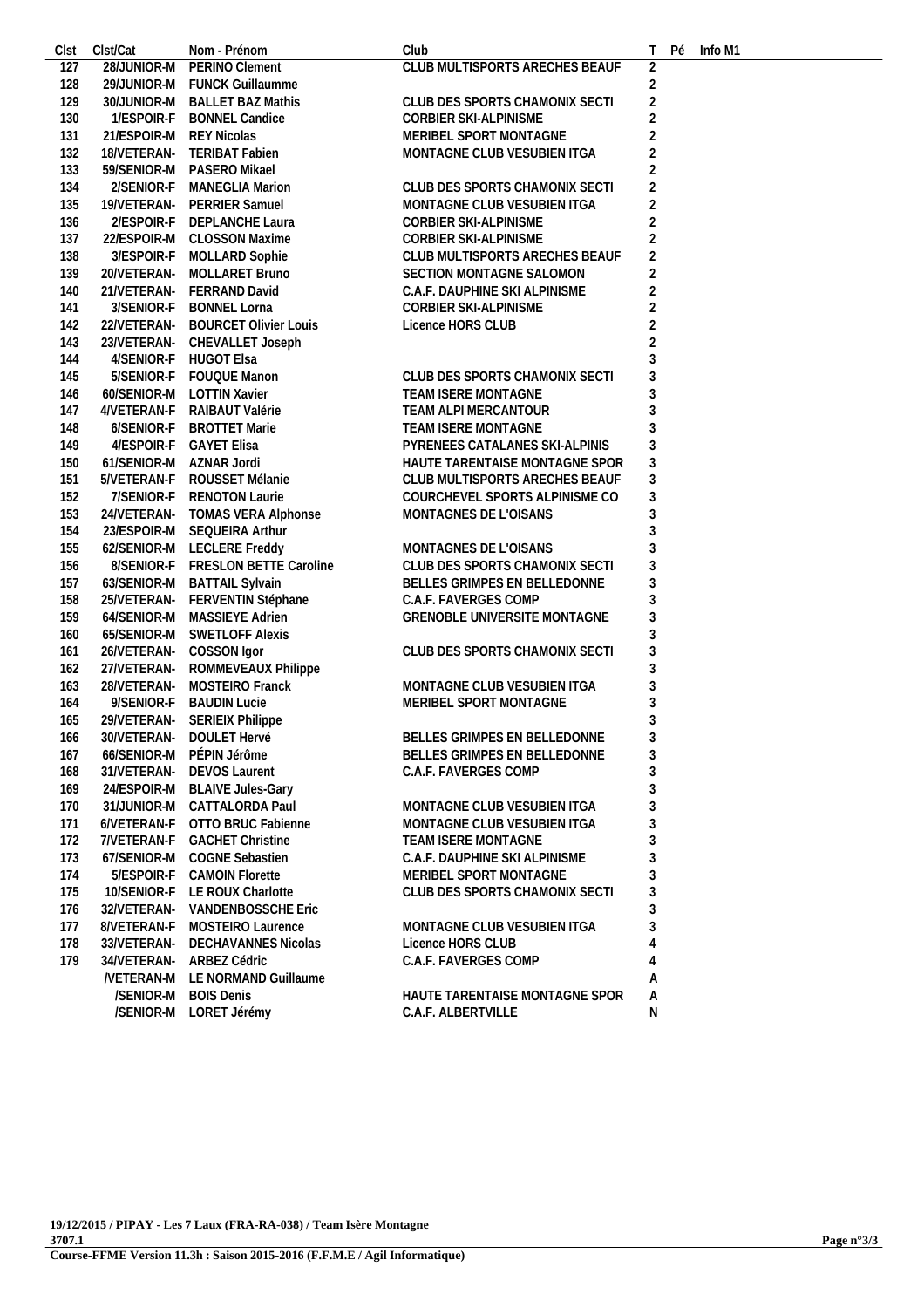| Clst | Clst/Cat | Nom - Prénom | Club | T | Pé | Info M1 |
|---|---|---|---|---|---|---|
| 127 | 28/JUNIOR-M | PERINO Clement | CLUB MULTISPORTS ARECHES BEAUF | 2 | | |
| 128 | 29/JUNIOR-M | FUNCK Guillaumme | | 2 | | |
| 129 | 30/JUNIOR-M | BALLET BAZ Mathis | CLUB DES SPORTS CHAMONIX SECTI | 2 | | |
| 130 | 1/ESPOIR-F | BONNEL Candice | CORBIER SKI-ALPINISME | 2 | | |
| 131 | 21/ESPOIR-M | REY Nicolas | MERIBEL SPORT MONTAGNE | 2 | | |
| 132 | 18/VETERAN- | TERIBAT Fabien | MONTAGNE CLUB VESUBIEN ITGA | 2 | | |
| 133 | 59/SENIOR-M | PASERO Mikael | | 2 | | |
| 134 | 2/SENIOR-F | MANEGLIA Marion | CLUB DES SPORTS CHAMONIX SECTI | 2 | | |
| 135 | 19/VETERAN- | PERRIER Samuel | MONTAGNE CLUB VESUBIEN ITGA | 2 | | |
| 136 | 2/ESPOIR-F | DEPLANCHE Laura | CORBIER SKI-ALPINISME | 2 | | |
| 137 | 22/ESPOIR-M | CLOSSON Maxime | CORBIER SKI-ALPINISME | 2 | | |
| 138 | 3/ESPOIR-F | MOLLARD Sophie | CLUB MULTISPORTS ARECHES BEAUF | 2 | | |
| 139 | 20/VETERAN- | MOLLARET Bruno | SECTION MONTAGNE SALOMON | 2 | | |
| 140 | 21/VETERAN- | FERRAND David | C.A.F. DAUPHINE SKI ALPINISME | 2 | | |
| 141 | 3/SENIOR-F | BONNEL Lorna | CORBIER SKI-ALPINISME | 2 | | |
| 142 | 22/VETERAN- | BOURCET Olivier Louis | Licence HORS CLUB | 2 | | |
| 143 | 23/VETERAN- | CHEVALLET Joseph | | 2 | | |
| 144 | 4/SENIOR-F | HUGOT Elsa | | 3 | | |
| 145 | 5/SENIOR-F | FOUQUE Manon | CLUB DES SPORTS CHAMONIX SECTI | 3 | | |
| 146 | 60/SENIOR-M | LOTTIN Xavier | TEAM ISERE MONTAGNE | 3 | | |
| 147 | 4/VETERAN-F | RAIBAUT Valérie | TEAM ALPI MERCANTOUR | 3 | | |
| 148 | 6/SENIOR-F | BROTTET Marie | TEAM ISERE MONTAGNE | 3 | | |
| 149 | 4/ESPOIR-F | GAYET Elisa | PYRENEES CATALANES SKI-ALPINIS | 3 | | |
| 150 | 61/SENIOR-M | AZNAR Jordi | HAUTE TARENTAISE MONTAGNE SPOR | 3 | | |
| 151 | 5/VETERAN-F | ROUSSET Mélanie | CLUB MULTISPORTS ARECHES BEAUF | 3 | | |
| 152 | 7/SENIOR-F | RENOTON Laurie | COURCHEVEL SPORTS ALPINISME CO | 3 | | |
| 153 | 24/VETERAN- | TOMAS VERA Alphonse | MONTAGNES DE L'OISANS | 3 | | |
| 154 | 23/ESPOIR-M | SEQUEIRA Arthur | | 3 | | |
| 155 | 62/SENIOR-M | LECLERE Freddy | MONTAGNES DE L'OISANS | 3 | | |
| 156 | 8/SENIOR-F | FRESLON BETTE Caroline | CLUB DES SPORTS CHAMONIX SECTI | 3 | | |
| 157 | 63/SENIOR-M | BATTAIL Sylvain | BELLES GRIMPES EN BELLEDONNE | 3 | | |
| 158 | 25/VETERAN- | FERVENTIN Stéphane | C.A.F. FAVERGES COMP | 3 | | |
| 159 | 64/SENIOR-M | MASSIEYE Adrien | GRENOBLE UNIVERSITE MONTAGNE | 3 | | |
| 160 | 65/SENIOR-M | SWETLOFF Alexis | | 3 | | |
| 161 | 26/VETERAN- | COSSON Igor | CLUB DES SPORTS CHAMONIX SECTI | 3 | | |
| 162 | 27/VETERAN- | ROMMEVEAUX Philippe | | 3 | | |
| 163 | 28/VETERAN- | MOSTEIRO Franck | MONTAGNE CLUB VESUBIEN ITGA | 3 | | |
| 164 | 9/SENIOR-F | BAUDIN Lucie | MERIBEL SPORT MONTAGNE | 3 | | |
| 165 | 29/VETERAN- | SERIEIX Philippe | | 3 | | |
| 166 | 30/VETERAN- | DOULET Hervé | BELLES GRIMPES EN BELLEDONNE | 3 | | |
| 167 | 66/SENIOR-M | PÉPIN Jérôme | BELLES GRIMPES EN BELLEDONNE | 3 | | |
| 168 | 31/VETERAN- | DEVOS Laurent | C.A.F. FAVERGES COMP | 3 | | |
| 169 | 24/ESPOIR-M | BLAIVE Jules-Gary | | 3 | | |
| 170 | 31/JUNIOR-M | CATTALORDA Paul | MONTAGNE CLUB VESUBIEN ITGA | 3 | | |
| 171 | 6/VETERAN-F | OTTO BRUC Fabienne | MONTAGNE CLUB VESUBIEN ITGA | 3 | | |
| 172 | 7/VETERAN-F | GACHET Christine | TEAM ISERE MONTAGNE | 3 | | |
| 173 | 67/SENIOR-M | COGNE Sebastien | C.A.F. DAUPHINE SKI ALPINISME | 3 | | |
| 174 | 5/ESPOIR-F | CAMOIN Florette | MERIBEL SPORT MONTAGNE | 3 | | |
| 175 | 10/SENIOR-F | LE ROUX Charlotte | CLUB DES SPORTS CHAMONIX SECTI | 3 | | |
| 176 | 32/VETERAN- | VANDENBOSSCHE Eric | | 3 | | |
| 177 | 8/VETERAN-F | MOSTEIRO Laurence | MONTAGNE CLUB VESUBIEN ITGA | 3 | | |
| 178 | 33/VETERAN- | DECHAVANNES Nicolas | Licence HORS CLUB | 4 | | |
| 179 | 34/VETERAN- | ARBEZ Cédric | C.A.F. FAVERGES COMP | 4 | | |
| | /VETERAN-M | LE NORMAND Guillaume | | A | | |
| | /SENIOR-M | BOIS Denis | HAUTE TARENTAISE MONTAGNE SPOR | A | | |
| | /SENIOR-M | LORET Jérémy | C.A.F. ALBERTVILLE | N | | |

**19/12/2015 / PIPAY - Les 7 Laux (FRA-RA-038) / Team Isère Montagne**

**3707.1**

**Course-FFME Version 11.3h : Saison 2015-2016 (F.F.M.E / Agil Informatique)**